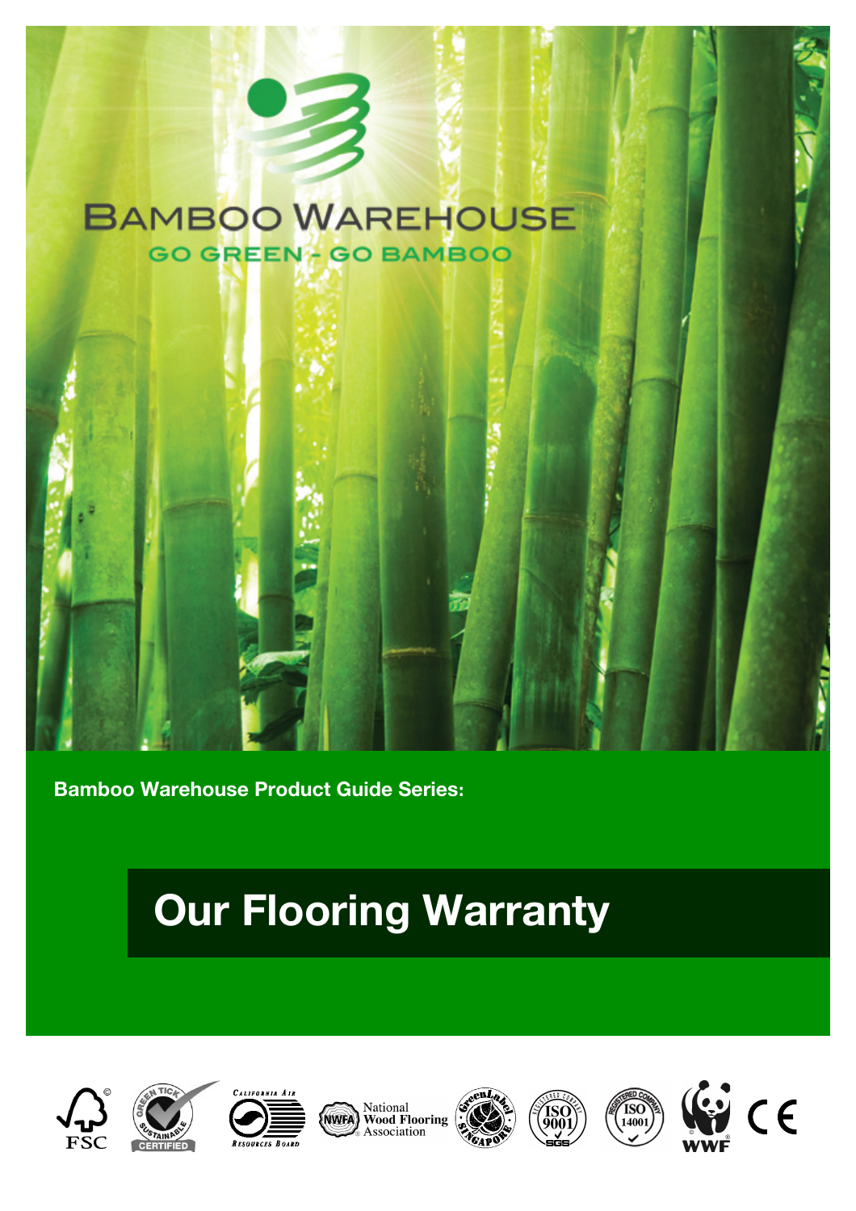BAMBOO WAREHOUSE

GO GREEN - GO BAMBOO

**Bamboo Warehouse Product Guide Series:**

# Our Flooring Warranty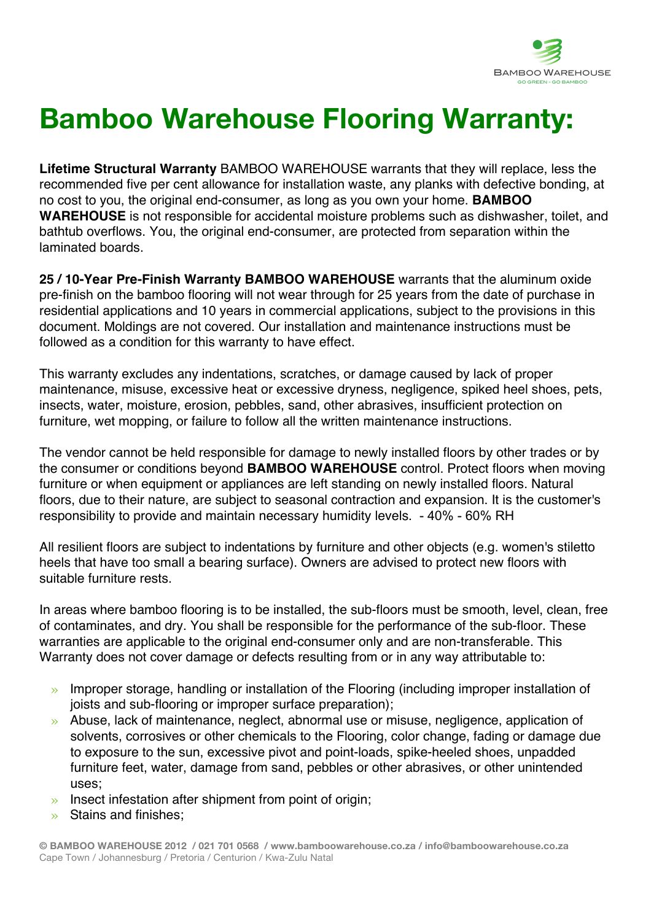# Bamboo Warehouse Flooring Warranty:

**Lifetime Structural Warranty** BAMBOO WAREHOUSE warrants that they will replace, less the recommended five per cent allowance for installation waste, any planks with defective bonding, at no cost to you, the original end-consumer, as long as you own your home. **BAMBOO WAREHOUSE** is not responsible for accidental moisture problems such as dishwasher, toilet, and bathtub overflows. You, the original end-consumer, are protected from separation within the laminated boards.

**25 / 10-Year Pre-Finish Warranty BAMBOO WAREHOUSE** warrants that the aluminum oxide pre-finish on the bamboo flooring will not wear through for 25 years from the date of purchase in residential applications and 10 years in commercial applications, subject to the provisions in this document. Moldings are not covered. Our installation and maintenance instructions must be followed as a condition for this warranty to have effect.

This warranty excludes any indentations, scratches, or damage caused by lack of proper maintenance, misuse, excessive heat or excessive dryness, negligence, spiked heel shoes, pets, insects, water, moisture, erosion, pebbles, sand, other abrasives, insufficient protection on furniture, wet mopping, or failure to follow all the written maintenance instructions.

The vendor cannot be held responsible for damage to newly installed floors by other trades or by the consumer or conditions beyond **BAMBOO WAREHOUSE** control. Protect floors when moving furniture or when equipment or appliances are left standing on newly installed floors. Natural floors, due to their nature, are subject to seasonal contraction and expansion. It is the customer's responsibility to provide and maintain necessary humidity levels. - 40% - 60% RH

All resilient floors are subject to indentations by furniture and other objects (e.g. women's stiletto heels that have too small a bearing surface). Owners are advised to protect new floors with suitable furniture rests.

In areas where bamboo flooring is to be installed, the sub-floors must be smooth, level, clean, free of contaminates, and dry. You shall be responsible for the performance of the sub-floor. These warranties are applicable to the original end-consumer only and are non-transferable. This Warranty does not cover damage or defects resulting from or in any way attributable to:

- Improper storage, handling or installation of the Flooring (including improper installation of joists and sub-flooring or improper surface preparation);
- Abuse, lack of maintenance, neglect, abnormal use or misuse, negligence, application of solvents, corrosives or other chemicals to the Flooring, color change, fading or damage due to exposure to the sun, excessive pivot and point-loads, spike-heeled shoes, unpadded furniture feet, water, damage from sand, pebbles or other abrasives, or other unintended uses;
- Insect infestation after shipment from point of origin;
- Stains and finishes;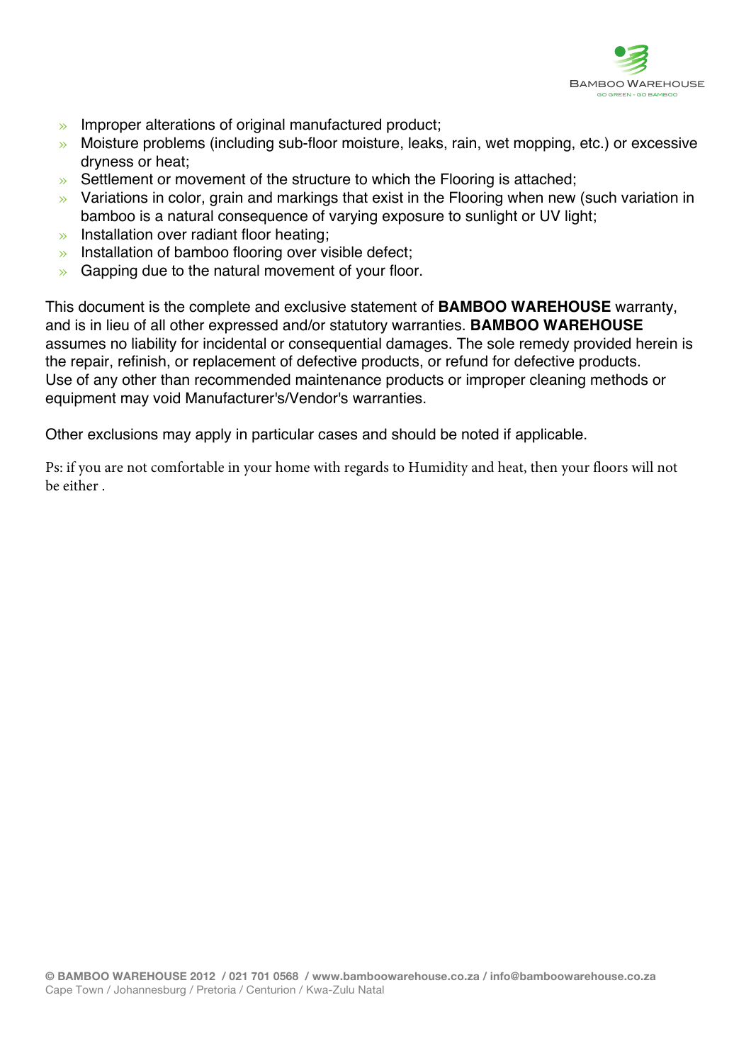- Improper alterations of original manufactured product;
- Moisture problems (including sub-floor moisture, leaks, rain, wet mopping, etc.) or excessive dryness or heat;
- Settlement or movement of the structure to which the Flooring is attached;
- Variations in color, grain and markings that exist in the Flooring when new (such variation in bamboo is a natural consequence of varying exposure to sunlight or UV light;
- Installation over radiant floor heating;
- Installation of bamboo flooring over visible defect;
- Gapping due to the natural movement of your floor.

This document is the complete and exclusive statement of **BAMBOO WAREHOUSE** warranty, and is in lieu of all other expressed and/or statutory warranties. **BAMBOO WAREHOUSE** assumes no liability for incidental or consequential damages. The sole remedy provided herein is the repair, refinish, or replacement of defective products, or refund for defective products. Use of any other than recommended maintenance products or improper cleaning methods or equipment may void Manufacturer's/Vendor's warranties.

Other exclusions may apply in particular cases and should be noted if applicable.

Ps: if you are not comfortable in your home with regards to Humidity and heat, then your floors will not be either .